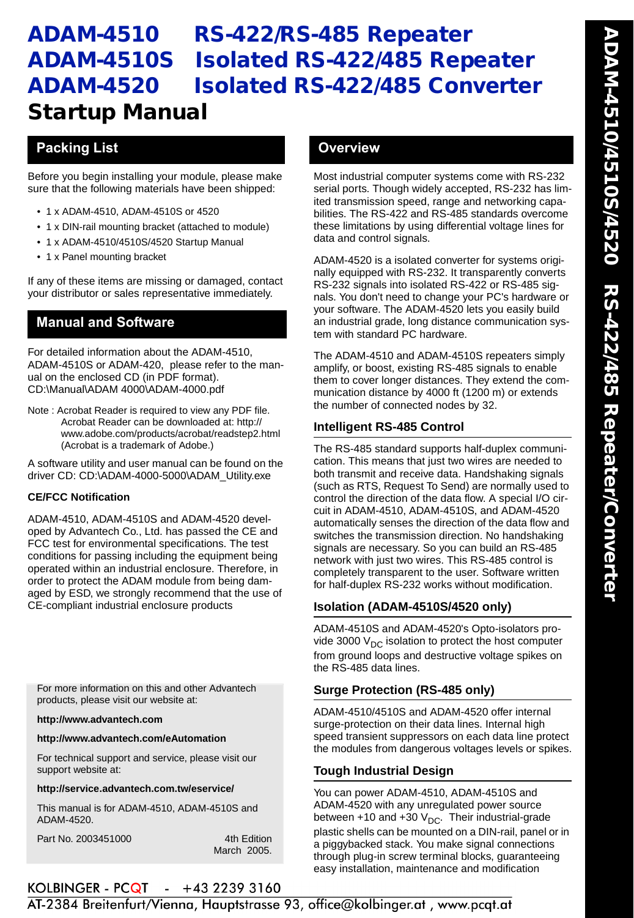# ADAM-4510 RS-422/RS-485 Repeater
# ADAM-4510S Isolated RS-422/485 Repeater
# ADAM-4520 Isolated RS-422/485 Converter
# Startup Manual

## Packing List

Before you begin installing your module, please make sure that the following materials have been shipped:

- 1 x ADAM-4510, ADAM-4510S or 4520
- 1 x DIN-rail mounting bracket (attached to module)
- 1 x ADAM-4510/4510S/4520 Startup Manual
- 1 x Panel mounting bracket

If any of these items are missing or damaged, contact your distributor or sales representative immediately.

## Manual and Software

For detailed information about the ADAM-4510, ADAM-4510S or ADAM-420, please refer to the manual on the enclosed CD (in PDF format).
CD:\Manual\ADAM 4000\ADAM-4000.pdf

Note : Acrobat Reader is required to view any PDF file. Acrobat Reader can be downloaded at: http://www.adobe.com/products/acrobat/readstep2.html (Acrobat is a trademark of Adobe.)

A software utility and user manual can be found on the driver CD: CD:\ADAM-4000-5000\ADAM_Utility.exe

**CE/FCC Notification**

ADAM-4510, ADAM-4510S and ADAM-4520 developed by Advantech Co., Ltd. has passed the CE and FCC test for environmental specifications. The test conditions for passing including the equipment being operated within an industrial enclosure. Therefore, in order to protect the ADAM module from being damaged by ESD, we strongly recommend that the use of CE-compliant industrial enclosure products

For more information on this and other Advantech products, please visit our website at:

**http://www.advantech.com**

**http://www.advantech.com/eAutomation**

For technical support and service, please visit our support website at:

**http://service.advantech.com.tw/eservice/**

This manual is for ADAM-4510, ADAM-4510S and ADAM-4520.

Part No. 2003451000 4th Edition March 2005.

## Overview

Most industrial computer systems come with RS-232 serial ports. Though widely accepted, RS-232 has limited transmission speed, range and networking capabilities. The RS-422 and RS-485 standards overcome these limitations by using differential voltage lines for data and control signals.

ADAM-4520 is a isolated converter for systems originally equipped with RS-232. It transparently converts RS-232 signals into isolated RS-422 or RS-485 signals. You don't need to change your PC's hardware or your software. The ADAM-4520 lets you easily build an industrial grade, long distance communication system with standard PC hardware.

The ADAM-4510 and ADAM-4510S repeaters simply amplify, or boost, existing RS-485 signals to enable them to cover longer distances. They extend the communication distance by 4000 ft (1200 m) or extends the number of connected nodes by 32.

### Intelligent RS-485 Control

The RS-485 standard supports half-duplex communication. This means that just two wires are needed to both transmit and receive data. Handshaking signals (such as RTS, Request To Send) are normally used to control the direction of the data flow. A special I/O circuit in ADAM-4510, ADAM-4510S, and ADAM-4520 automatically senses the direction of the data flow and switches the transmission direction. No handshaking signals are necessary. So you can build an RS-485 network with just two wires. This RS-485 control is completely transparent to the user. Software written for half-duplex RS-232 works without modification.

### Isolation (ADAM-4510S/4520 only)

ADAM-4510S and ADAM-4520's Opto-isolators provide 3000 $V_{DC}$ isolation to protect the host computer from ground loops and destructive voltage spikes on the RS-485 data lines.

### Surge Protection (RS-485 only)

ADAM-4510/4510S and ADAM-4520 offer internal surge-protection on their data lines. Internal high speed transient suppressors on each data line protect the modules from dangerous voltages levels or spikes.

### Tough Industrial Design

You can power ADAM-4510, ADAM-4510S and ADAM-4520 with any unregulated power source between +10 and +30 $V_{DC}$. Their industrial-grade plastic shells can be mounted on a DIN-rail, panel or in a piggybacked stack. You make signal connections through plug-in screw terminal blocks, guaranteeing easy installation, maintenance and modification

KOLBINGER - PCQT - +43 2239 3160
AT-2384 Breitenfurt/Vienna, Hauptstrasse 93, office@kolbinger.at , www.pcqt.at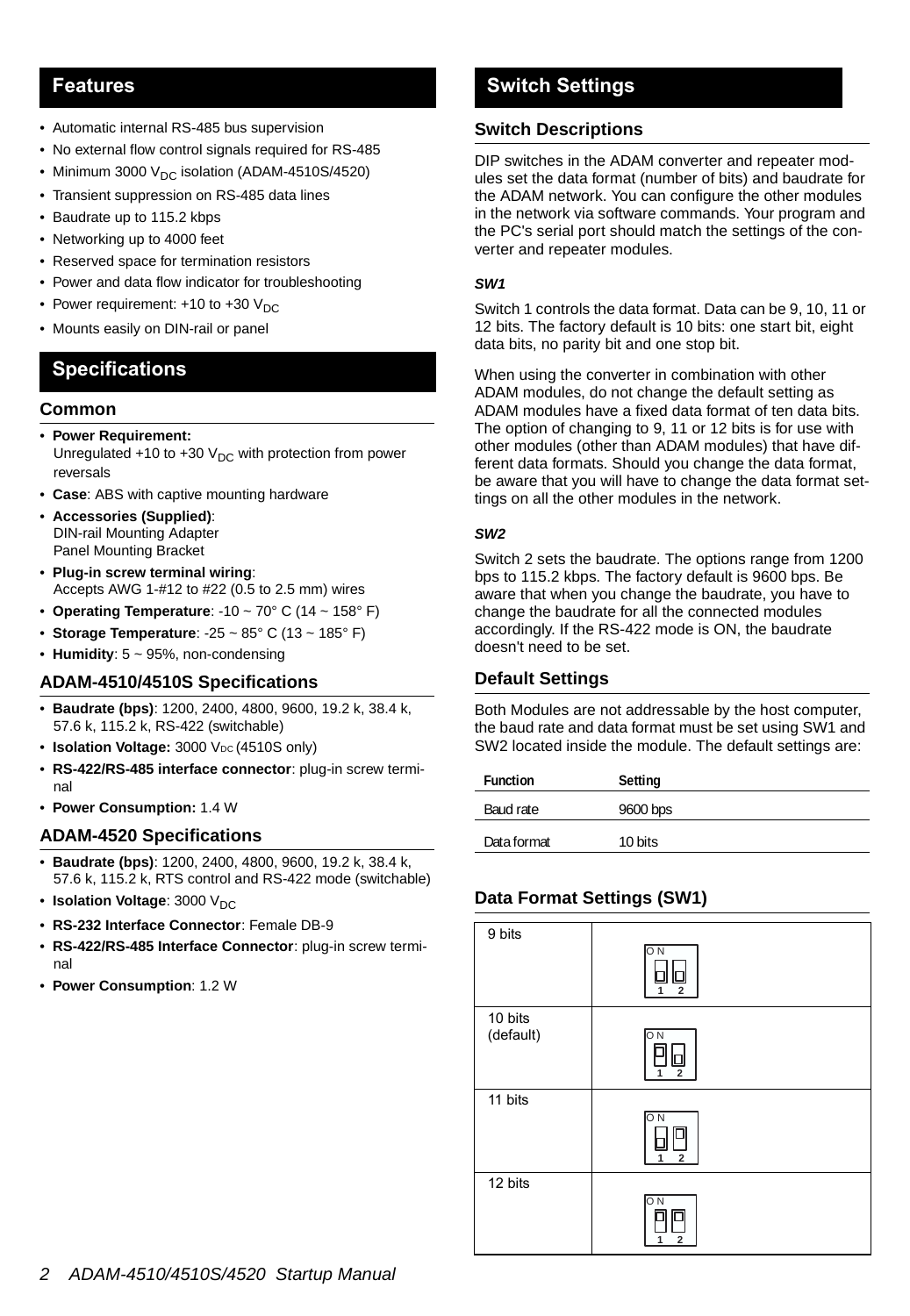## Features

- Automatic internal RS-485 bus supervision
- No external flow control signals required for RS-485
- Minimum 3000 $V_{DC}$ isolation (ADAM-4510S/4520)
- Transient suppression on RS-485 data lines
- Baudrate up to 115.2 kbps
- Networking up to 4000 feet
- Reserved space for termination resistors
- Power and data flow indicator for troubleshooting
- Power requirement: +10 to +30 $V_{DC}$
- Mounts easily on DIN-rail or panel

## Specifications

### Common

- **Power Requirement:** Unregulated +10 to +30 $V_{DC}$ with protection from power reversals
- **Case**: ABS with captive mounting hardware
- **Accessories (Supplied)**: DIN-rail Mounting Adapter Panel Mounting Bracket
- **Plug-in screw terminal wiring**: Accepts AWG 1-#12 to #22 (0.5 to 2.5 mm) wires
- **Operating Temperature**: -10 ~ 70° C (14 ~ 158° F)
- **Storage Temperature**: -25 ~ 85° C (13 ~ 185° F)
- **Humidity**: 5 ~ 95%, non-condensing

### ADAM-4510/4510S Specifications

- **Baudrate (bps)**: 1200, 2400, 4800, 9600, 19.2 k, 38.4 k, 57.6 k, 115.2 k, RS-422 (switchable)
- **Isolation Voltage:** 3000 $V_{DC}$ (4510S only)
- **RS-422/RS-485 interface connector**: plug-in screw terminal
- **Power Consumption:** 1.4 W

### ADAM-4520 Specifications

- **Baudrate (bps)**: 1200, 2400, 4800, 9600, 19.2 k, 38.4 k, 57.6 k, 115.2 k, RTS control and RS-422 mode (switchable)
- **Isolation Voltage**: 3000 $V_{DC}$
- **RS-232 Interface Connector**: Female DB-9
- **RS-422/RS-485 Interface Connector**: plug-in screw terminal
- **Power Consumption**: 1.2 W

## Switch Settings

### Switch Descriptions

DIP switches in the ADAM converter and repeater modules set the data format (number of bits) and baudrate for the ADAM network. You can configure the other modules in the network via software commands. Your program and the PC's serial port should match the settings of the converter and repeater modules.

#### *SW1*

Switch 1 controls the data format. Data can be 9, 10, 11 or 12 bits. The factory default is 10 bits: one start bit, eight data bits, no parity bit and one stop bit.

When using the converter in combination with other ADAM modules, do not change the default setting as ADAM modules have a fixed data format of ten data bits. The option of changing to 9, 11 or 12 bits is for use with other modules (other than ADAM modules) that have different data formats. Should you change the data format, be aware that you will have to change the data format settings on all the other modules in the network.

#### *SW2*

Switch 2 sets the baudrate. The options range from 1200 bps to 115.2 kbps. The factory default is 9600 bps. Be aware that when you change the baudrate, you have to change the baudrate for all the connected modules accordingly. If the RS-422 mode is ON, the baudrate doesn't need to be set.

### Default Settings

Both Modules are not addressable by the host computer, the baud rate and data format must be set using SW1 and SW2 located inside the module. The default settings are:

| Function | Setting |
|---|---|
| Baud rate | 9600 bps |
| Data format | 10 bits |

### Data Format Settings (SW1)

| | |
|---|---|
| 9 bits | ON: 1 off, 2 off |
| 10 bits (default) | ON: 1 on, 2 off |
| 11 bits | ON: 1 off, 2 on |
| 12 bits | ON: 1 on, 2 on |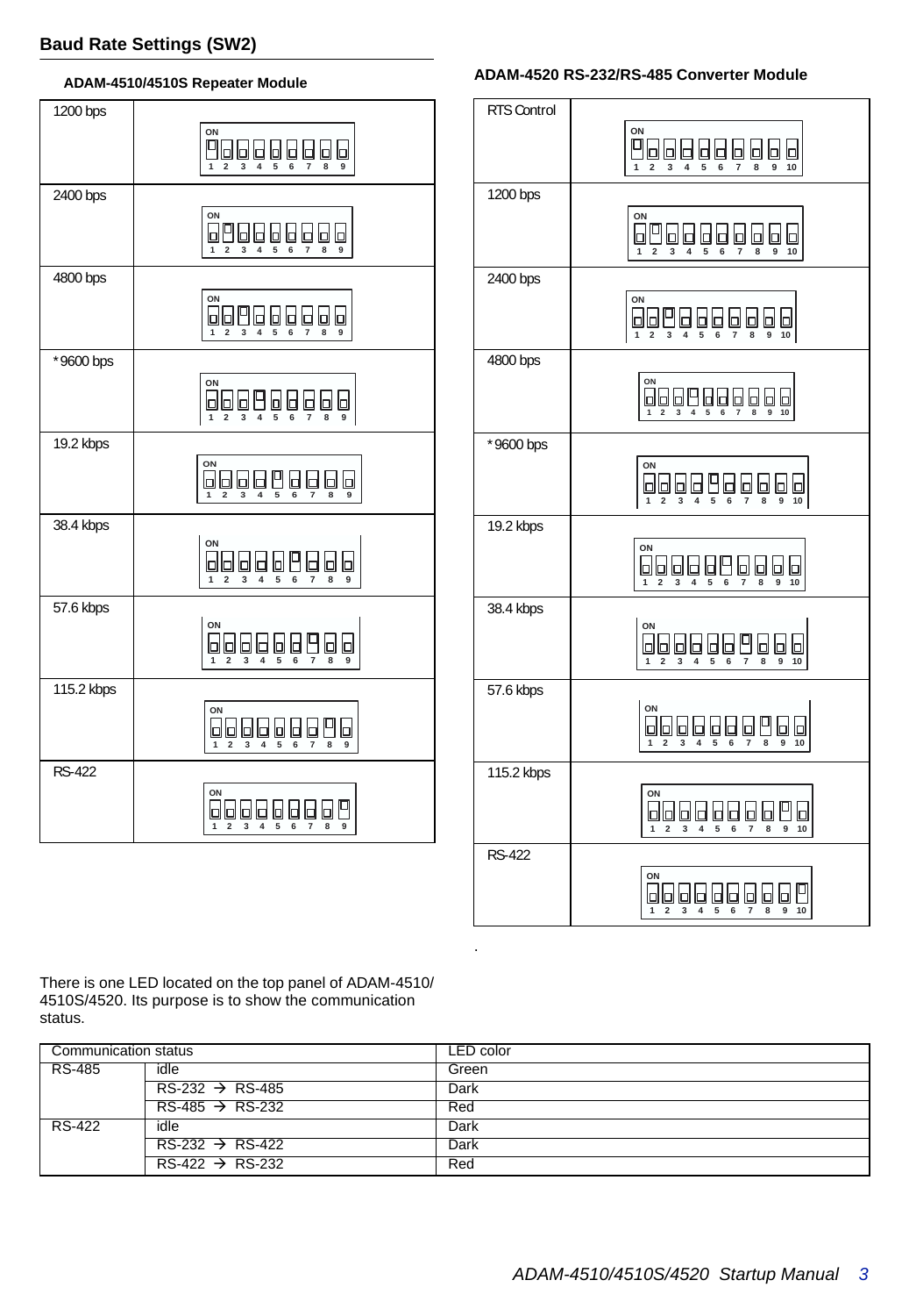## Baud Rate Settings (SW2)

### ADAM-4510/4510S Repeater Module

| Setting | DIP switch |
|---|---|
| 1200 bps | ON: 1 |
| 2400 bps | ON: 2 |
| 4800 bps | ON: 3 |
| *9600 bps | ON: 4 |
| 19.2 kbps | ON: 5 |
| 38.4 kbps | ON: 6 |
| 57.6 kbps | ON: 7 |
| 115.2 kbps | ON: 8 |
| RS-422 | ON: 9 |

### ADAM-4520 RS-232/RS-485 Converter Module

| Setting | DIP switch |
|---|---|
| RTS Control | ON: 1 |
| 1200 bps | ON: 2 |
| 2400 bps | ON: 3 |
| 4800 bps | ON: 4 |
| *9600 bps | ON: 5 |
| 19.2 kbps | ON: 6 |
| 38.4 kbps | ON: 7 |
| 57.6 kbps | ON: 8 |
| 115.2 kbps | ON: 9 |
| RS-422 | ON: 10 |

There is one LED located on the top panel of ADAM-4510/4510S/4520. Its purpose is to show the communication status.

| Communication status | | LED color |
|---|---|---|
| RS-485 | idle | Green |
| | RS-232 → RS-485 | Dark |
| | RS-485 → RS-232 | Red |
| RS-422 | idle | Dark |
| | RS-232 → RS-422 | Dark |
| | RS-422 → RS-232 | Red |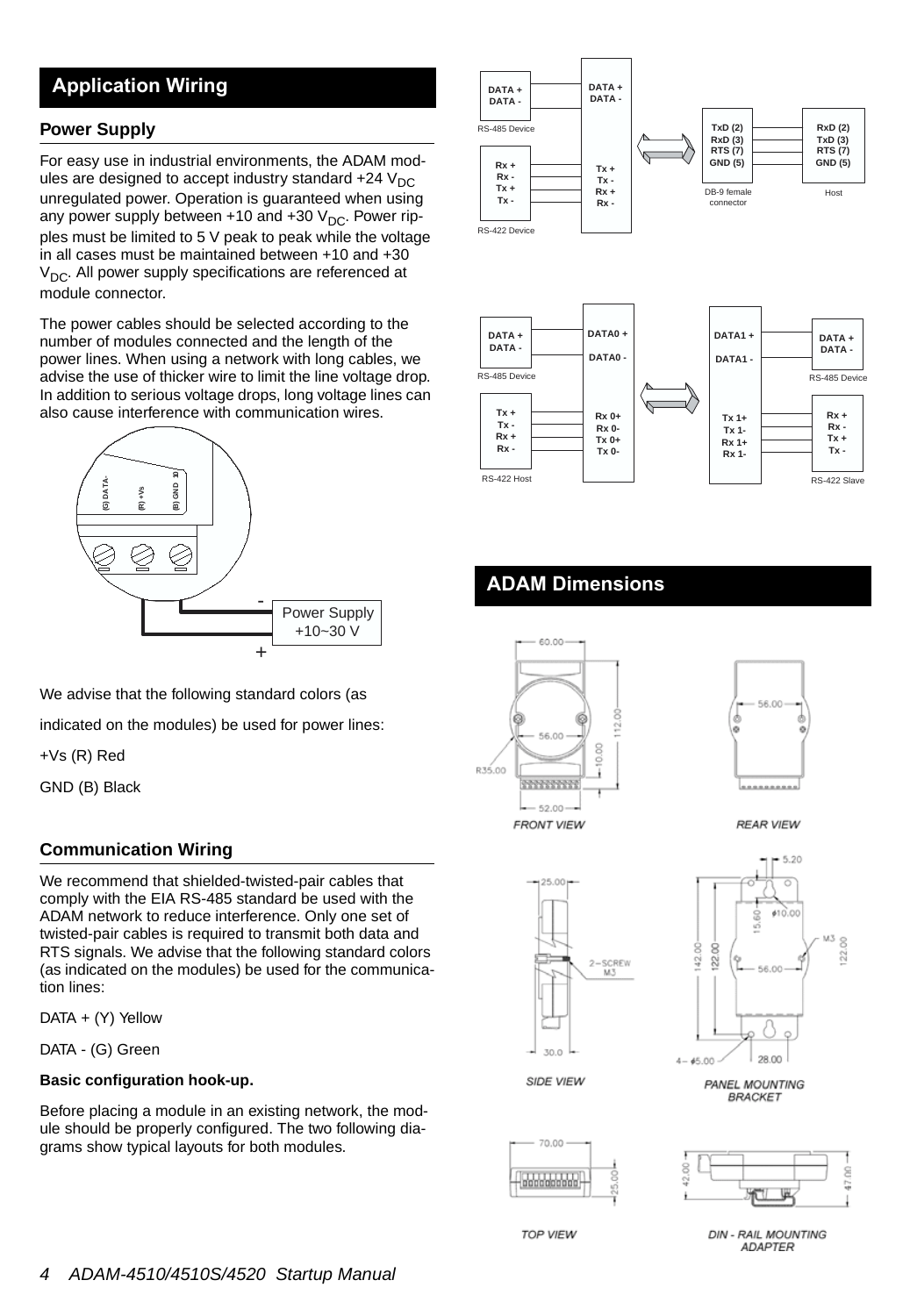## Application Wiring

### Power Supply

For easy use in industrial environments, the ADAM modules are designed to accept industry standard +24 $V_{DC}$ unregulated power. Operation is guaranteed when using any power supply between +10 and +30 $V_{DC}$. Power ripples must be limited to 5 V peak to peak while the voltage in all cases must be maintained between +10 and +30 $V_{DC}$. All power supply specifications are referenced at module connector.

The power cables should be selected according to the number of modules connected and the length of the power lines. When using a network with long cables, we advise the use of thicker wire to limit the line voltage drop. In addition to serious voltage drops, long voltage lines can also cause interference with communication wires.

We advise that the following standard colors (as

indicated on the modules) be used for power lines:

+Vs (R) Red

GND (B) Black

### Communication Wiring

We recommend that shielded-twisted-pair cables that comply with the EIA RS-485 standard be used with the ADAM network to reduce interference. Only one set of twisted-pair cables is required to transmit both data and RTS signals. We advise that the following standard colors (as indicated on the modules) be used for the communication lines:

DATA + (Y) Yellow

DATA - (G) Green

**Basic configuration hook-up.**

Before placing a module in an existing network, the module should be properly configured. The two following diagrams show typical layouts for both modules.

## ADAM Dimensions

FRONT VIEW

REAR VIEW

SIDE VIEW

PANEL MOUNTING BRACKET

TOP VIEW

DIN - RAIL MOUNTING ADAPTER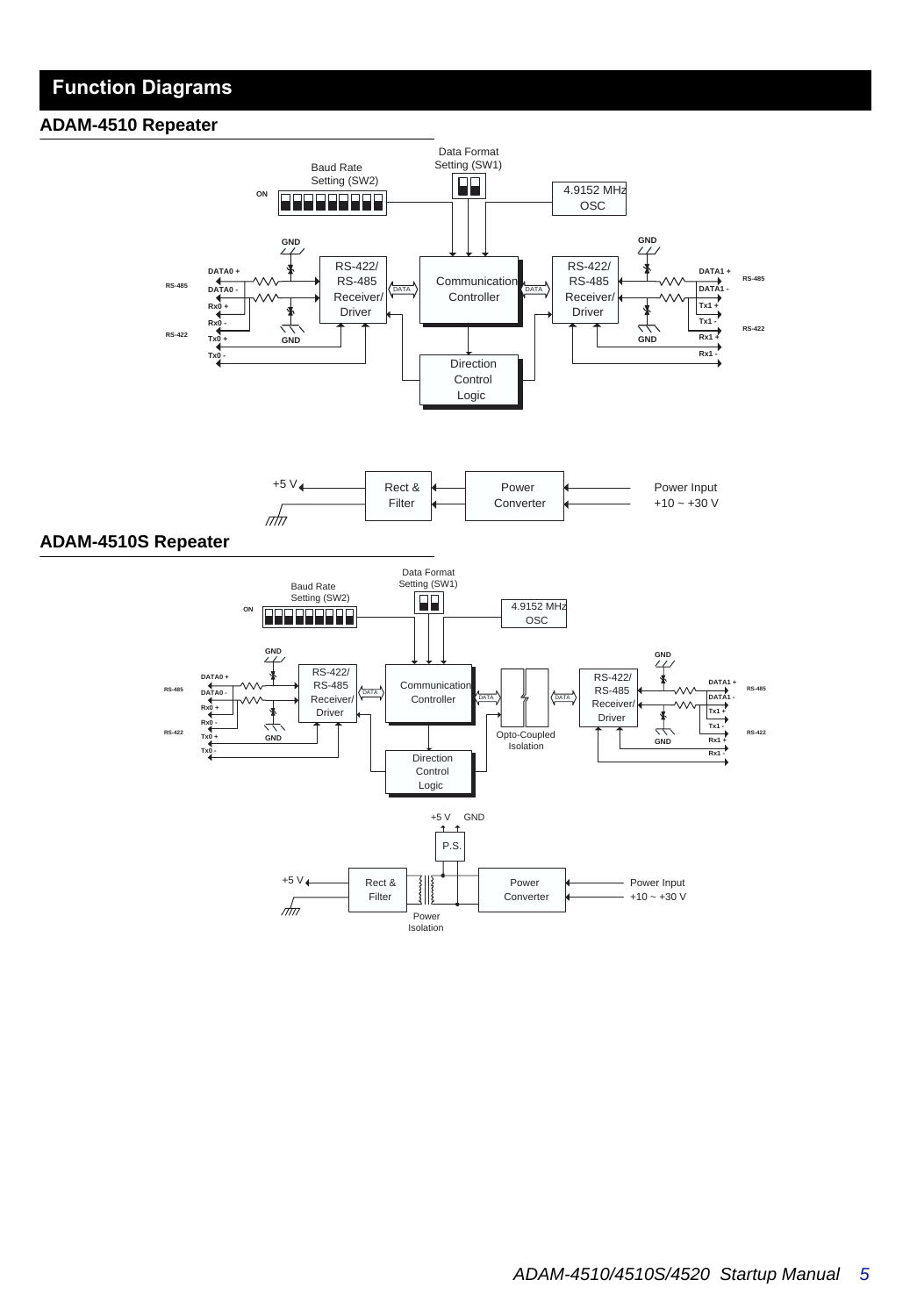# Function Diagrams

## ADAM-4510 Repeater

## ADAM-4510S Repeater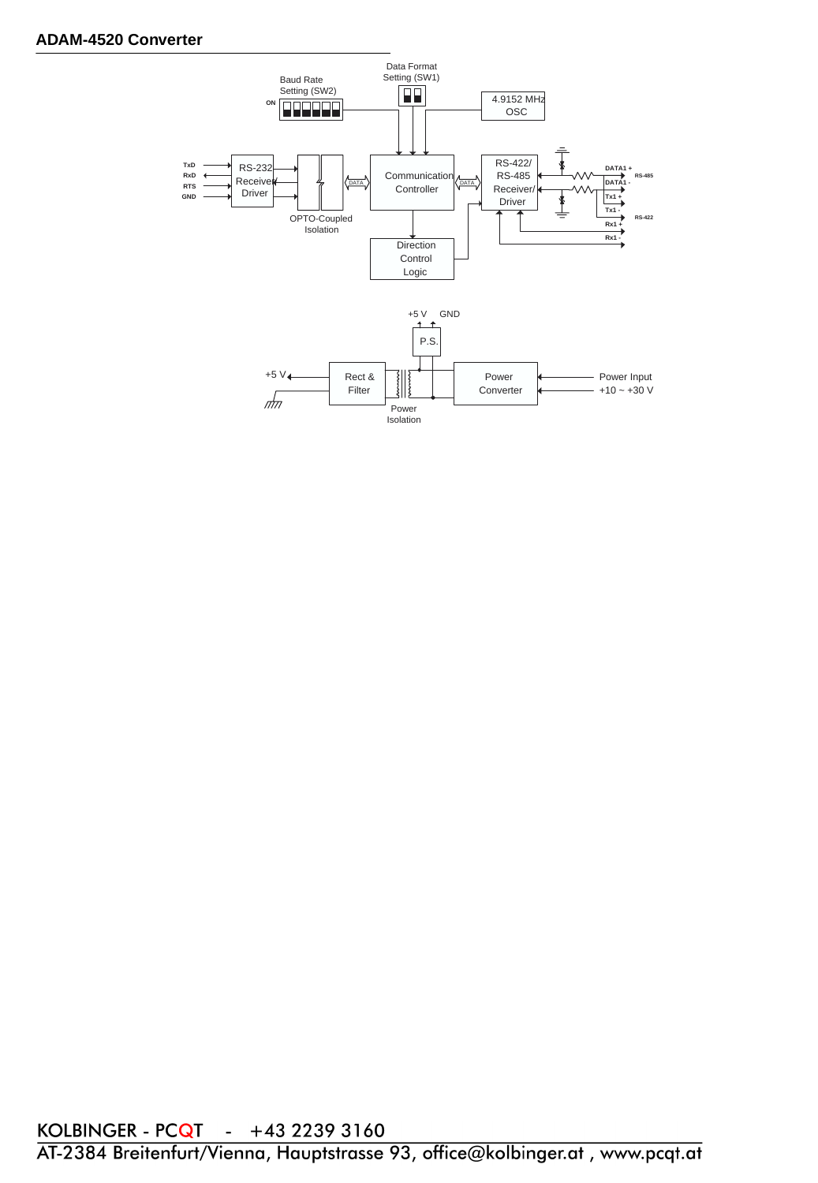## ADAM-4520 Converter

Baud Rate Setting (SW2)

ON

Data Format Setting (SW1)

4.9152 MHz OSC

TxD

RxD

RTS

GND

RS-232 Receiver Driver

OPTO-Coupled Isolation

DATA

Communication Controller

DATA

RS-422/ RS-485 Receiver/ Driver

DATA1 +

DATA1 -

RS-485

Tx1 +

Tx1 -

Rx1 +

Rx1 -

RS-422

Direction Control Logic

+5 V

GND

P.S.

+5 V

Rect & Filter

Power Isolation

Power Converter

Power Input +10 ~ +30 V